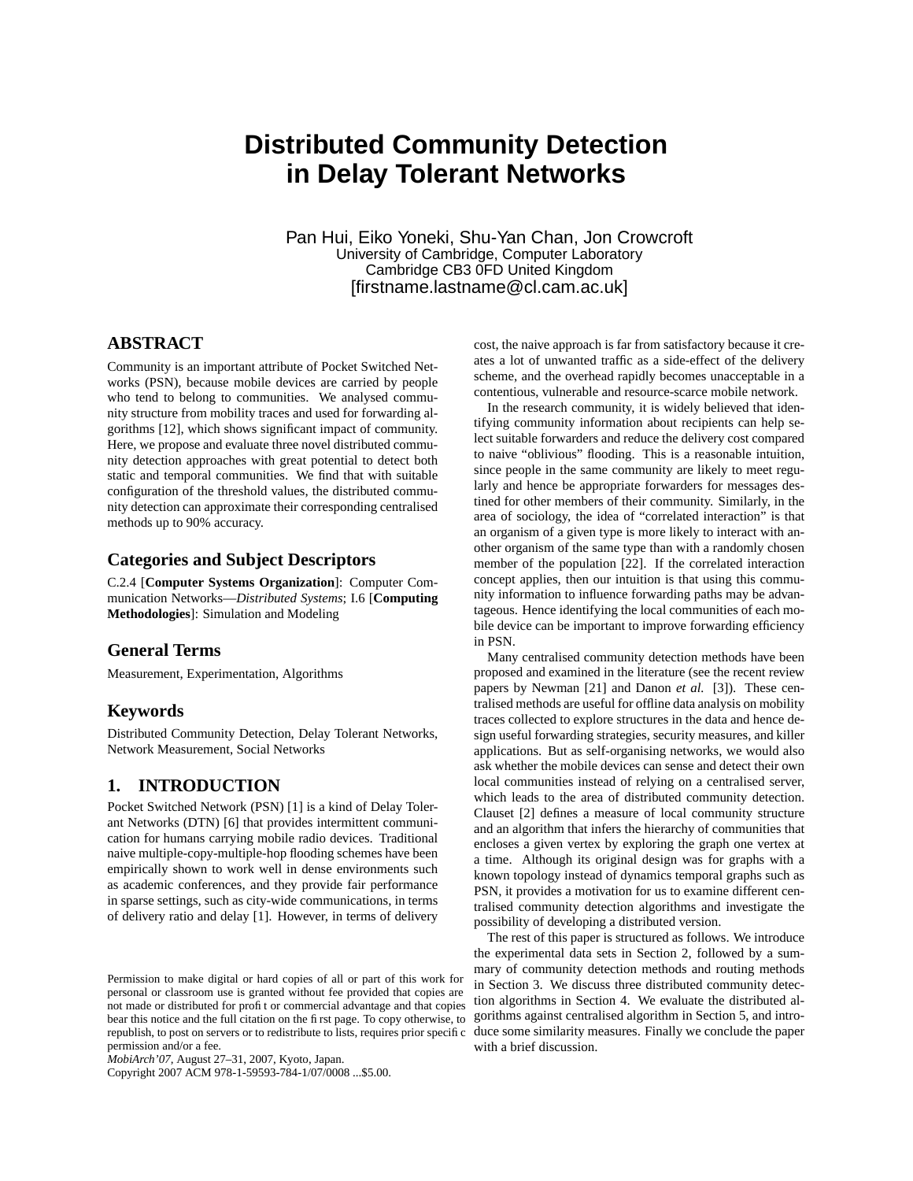# Distributed Community Detection in Delay Tolerant Networks

Pan Hui, Eiko Yoneki, Shu-Yan Chan, Jon Crowcroft
University of Cambridge, Computer Laboratory
Cambridge CB3 0FD United Kingdom
[firstname.lastname@cl.cam.ac.uk]

## ABSTRACT

Community is an important attribute of Pocket Switched Networks (PSN), because mobile devices are carried by people who tend to belong to communities. We analysed community structure from mobility traces and used for forwarding algorithms [12], which shows significant impact of community. Here, we propose and evaluate three novel distributed community detection approaches with great potential to detect both static and temporal communities. We find that with suitable configuration of the threshold values, the distributed community detection can approximate their corresponding centralised methods up to 90% accuracy.

## Categories and Subject Descriptors

C.2.4 [**Computer Systems Organization**]: Computer Communication Networks—*Distributed Systems*; I.6 [**Computing Methodologies**]: Simulation and Modeling

## General Terms

Measurement, Experimentation, Algorithms

## Keywords

Distributed Community Detection, Delay Tolerant Networks, Network Measurement, Social Networks

## 1. INTRODUCTION

Pocket Switched Network (PSN) [1] is a kind of Delay Tolerant Networks (DTN) [6] that provides intermittent communication for humans carrying mobile radio devices. Traditional naive multiple-copy-multiple-hop flooding schemes have been empirically shown to work well in dense environments such as academic conferences, and they provide fair performance in sparse settings, such as city-wide communications, in terms of delivery ratio and delay [1]. However, in terms of delivery cost, the naive approach is far from satisfactory because it creates a lot of unwanted traffic as a side-effect of the delivery scheme, and the overhead rapidly becomes unacceptable in a contentious, vulnerable and resource-scarce mobile network.

In the research community, it is widely believed that identifying community information about recipients can help select suitable forwarders and reduce the delivery cost compared to naive "oblivious" flooding. This is a reasonable intuition, since people in the same community are likely to meet regularly and hence be appropriate forwarders for messages destined for other members of their community. Similarly, in the area of sociology, the idea of "correlated interaction" is that an organism of a given type is more likely to interact with another organism of the same type than with a randomly chosen member of the population [22]. If the correlated interaction concept applies, then our intuition is that using this community information to influence forwarding paths may be advantageous. Hence identifying the local communities of each mobile device can be important to improve forwarding efficiency in PSN.

Many centralised community detection methods have been proposed and examined in the literature (see the recent review papers by Newman [21] and Danon *et al.* [3]). These centralised methods are useful for offline data analysis on mobility traces collected to explore structures in the data and hence design useful forwarding strategies, security measures, and killer applications. But as self-organising networks, we would also ask whether the mobile devices can sense and detect their own local communities instead of relying on a centralised server, which leads to the area of distributed community detection. Clauset [2] defines a measure of local community structure and an algorithm that infers the hierarchy of communities that encloses a given vertex by exploring the graph one vertex at a time. Although its original design was for graphs with a known topology instead of dynamics temporal graphs such as PSN, it provides a motivation for us to examine different centralised community detection algorithms and investigate the possibility of developing a distributed version.

The rest of this paper is structured as follows. We introduce the experimental data sets in Section 2, followed by a summary of community detection methods and routing methods in Section 3. We discuss three distributed community detection algorithms in Section 4. We evaluate the distributed algorithms against centralised algorithm in Section 5, and introduce some similarity measures. Finally we conclude the paper with a brief discussion.

Permission to make digital or hard copies of all or part of this work for personal or classroom use is granted without fee provided that copies are not made or distributed for profit or commercial advantage and that copies bear this notice and the full citation on the first page. To copy otherwise, to republish, to post on servers or to redistribute to lists, requires prior specific permission and/or a fee.
*MobiArch'07*, August 27–31, 2007, Kyoto, Japan.
Copyright 2007 ACM 978-1-59593-784-1/07/0008 ...$5.00.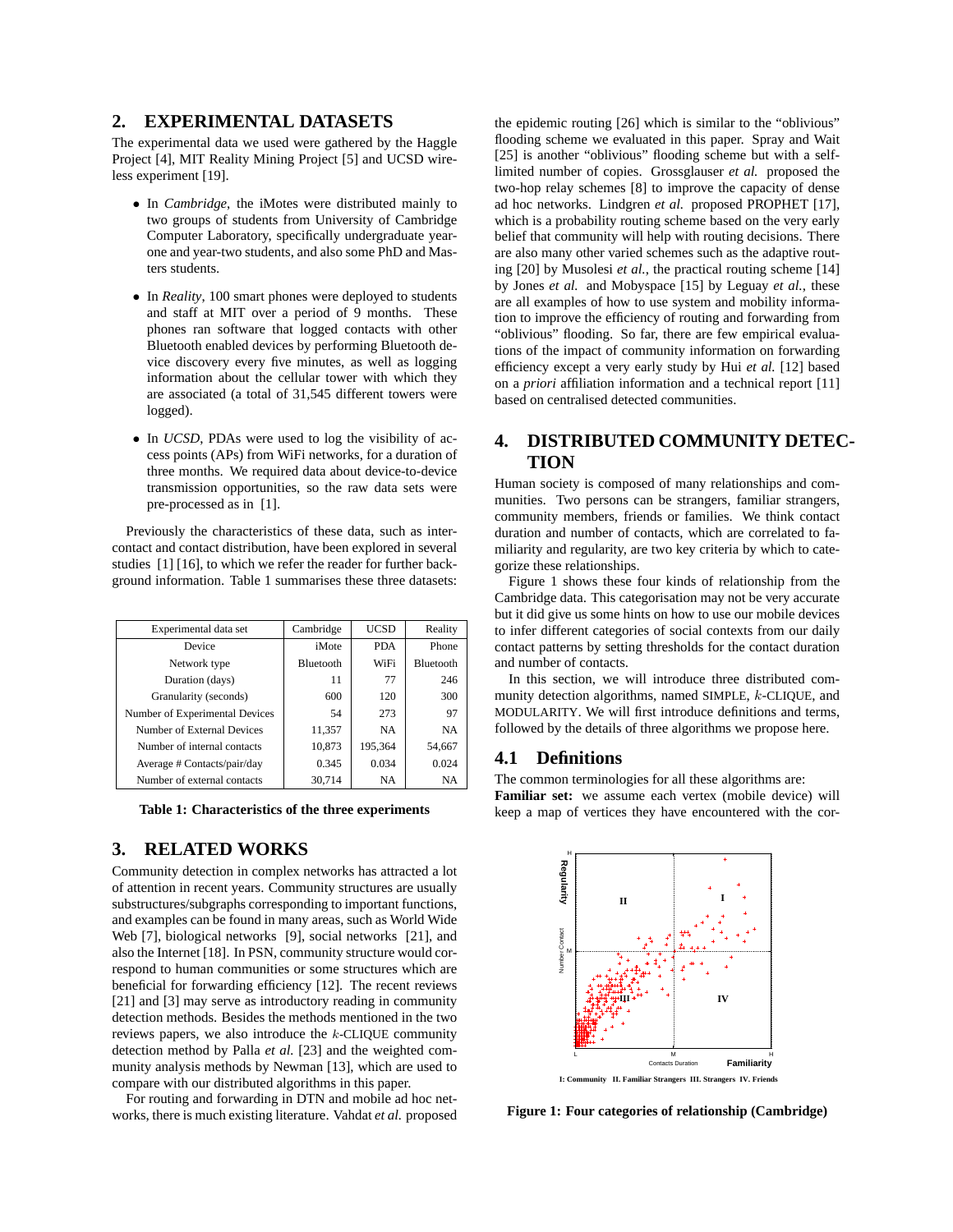## 2. EXPERIMENTAL DATASETS

The experimental data we used were gathered by the Haggle Project [4], MIT Reality Mining Project [5] and UCSD wireless experiment [19].

- In *Cambridge*, the iMotes were distributed mainly to two groups of students from University of Cambridge Computer Laboratory, specifically undergraduate year-one and year-two students, and also some PhD and Masters students.
- In *Reality*, 100 smart phones were deployed to students and staff at MIT over a period of 9 months. These phones ran software that logged contacts with other Bluetooth enabled devices by performing Bluetooth device discovery every five minutes, as well as logging information about the cellular tower with which they are associated (a total of 31,545 different towers were logged).
- In *UCSD*, PDAs were used to log the visibility of access points (APs) from WiFi networks, for a duration of three months. We required data about device-to-device transmission opportunities, so the raw data sets were pre-processed as in [1].

Previously the characteristics of these data, such as inter-contact and contact distribution, have been explored in several studies [1] [16], to which we refer the reader for further background information. Table 1 summarises these three datasets:

| Experimental data set | Cambridge | UCSD | Reality |
|---|---|---|---|
| Device | iMote | PDA | Phone |
| Network type | Bluetooth | WiFi | Bluetooth |
| Duration (days) | 11 | 77 | 246 |
| Granularity (seconds) | 600 | 120 | 300 |
| Number of Experimental Devices | 54 | 273 | 97 |
| Number of External Devices | 11,357 | NA | NA |
| Number of internal contacts | 10,873 | 195,364 | 54,667 |
| Average # Contacts/pair/day | 0.345 | 0.034 | 0.024 |
| Number of external contacts | 30,714 | NA | NA |

**Table 1: Characteristics of the three experiments**

## 3. RELATED WORKS

Community detection in complex networks has attracted a lot of attention in recent years. Community structures are usually substructures/subgraphs corresponding to important functions, and examples can be found in many areas, such as World Wide Web [7], biological networks [9], social networks [21], and also the Internet [18]. In PSN, community structure would correspond to human communities or some structures which are beneficial for forwarding efficiency [12]. The recent reviews [21] and [3] may serve as introductory reading in community detection methods. Besides the methods mentioned in the two reviews papers, we also introduce the $k$-CLIQUE community detection method by Palla *et al.* [23] and the weighted community analysis methods by Newman [13], which are used to compare with our distributed algorithms in this paper.

For routing and forwarding in DTN and mobile ad hoc networks, there is much existing literature. Vahdat *et al.* proposed the epidemic routing [26] which is similar to the "oblivious" flooding scheme we evaluated in this paper. Spray and Wait [25] is another "oblivious" flooding scheme but with a self-limited number of copies. Grossglauser *et al.* proposed the two-hop relay schemes [8] to improve the capacity of dense ad hoc networks. Lindgren *et al.* proposed PROPHET [17], which is a probability routing scheme based on the very early belief that community will help with routing decisions. There are also many other varied schemes such as the adaptive routing [20] by Musolesi *et al.*, the practical routing scheme [14] by Jones *et al.* and Mobyspace [15] by Leguay *et al.*, these are all examples of how to use system and mobility information to improve the efficiency of routing and forwarding from "oblivious" flooding. So far, there are few empirical evaluations of the impact of community information on forwarding efficiency except a very early study by Hui *et al.* [12] based on *a priori* affiliation information and a technical report [11] based on centralised detected communities.

## 4. DISTRIBUTED COMMUNITY DETECTION

Human society is composed of many relationships and communities. Two persons can be strangers, familiar strangers, community members, friends or families. We think contact duration and number of contacts, which are correlated to familiarity and regularity, are two key criteria by which to categorize these relationships.

Figure 1 shows these four kinds of relationship from the Cambridge data. This categorisation may not be very accurate but it did give us some hints on how to use our mobile devices to infer different categories of social contexts from our daily contact patterns by setting thresholds for the contact duration and number of contacts.

In this section, we will introduce three distributed community detection algorithms, named SIMPLE, $k$-CLIQUE, and MODULARITY. We will first introduce definitions and terms, followed by the details of three algorithms we propose here.

### 4.1 Definitions

The common terminologies for all these algorithms are:

**Familiar set:** we assume each vertex (mobile device) will keep a map of vertices they have encountered with the cor-

I: Community II. Familiar Strangers III. Strangers IV. Friends

**Figure 1: Four categories of relationship (Cambridge)**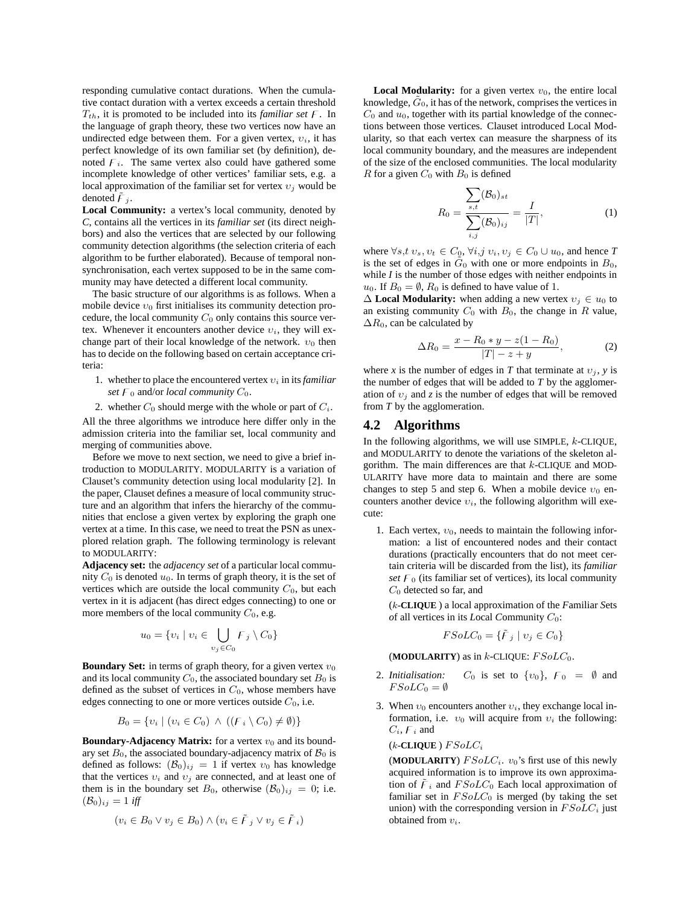responding cumulative contact durations. When the cumulative contact duration with a vertex exceeds a certain threshold $T_{th}$, it is promoted to be included into its *familiar set* $F$. In the language of graph theory, these two vertices now have an undirected edge between them. For a given vertex, $v_i$, it has perfect knowledge of its own familiar set (by definition), denoted $F_i$. The same vertex also could have gathered some incomplete knowledge of other vertices' familiar sets, e.g. a local approximation of the familiar set for vertex $v_j$ would be denoted $\tilde{F}_j$.

**Local Community:** a vertex's local community, denoted by *C*, contains all the vertices in its *familiar set* (its direct neighbors) and also the vertices that are selected by our following community detection algorithms (the selection criteria of each algorithm to be further elaborated). Because of temporal non-synchronisation, each vertex supposed to be in the same community may have detected a different local community.

The basic structure of our algorithms is as follows. When a mobile device $v_0$ first initialises its community detection procedure, the local community $C_0$ only contains this source vertex. Whenever it encounters another device $v_i$, they will exchange part of their local knowledge of the network. $v_0$ then has to decide on the following based on certain acceptance criteria:

1. whether to place the encountered vertex $v_i$ in its *familiar set* $F_0$ and/or *local community* $C_0$.
2. whether $C_0$ should merge with the whole or part of $C_i$.

All the three algorithms we introduce here differ only in the admission criteria into the familiar set, local community and merging of communities above.

Before we move to next section, we need to give a brief introduction to MODULARITY. MODULARITY is a variation of Clauset's community detection using local modularity [2]. In the paper, Clauset defines a measure of local community structure and an algorithm that infers the hierarchy of the communities that enclose a given vertex by exploring the graph one vertex at a time. In this case, we need to treat the PSN as unexplored relation graph. The following terminology is relevant to MODULARITY:

**Adjacency set:** the *adjacency set* of a particular local community $C_0$ is denoted $u_0$. In terms of graph theory, it is the set of vertices which are outside the local community $C_0$, but each vertex in it is adjacent (has direct edges connecting) to one or more members of the local community $C_0$, e.g.

$$u_0 = \{v_i \mid v_i \in \bigcup_{v_j \in C_0} F_j \setminus C_0\}$$

**Boundary Set:** in terms of graph theory, for a given vertex $v_0$ and its local community $C_0$, the associated boundary set $B_0$ is defined as the subset of vertices in $C_0$, whose members have edges connecting to one or more vertices outside $C_0$, i.e.

$$B_0 = \{v_i \mid (v_i \in C_0) \wedge ((F_i \setminus C_0) \neq \emptyset)\}$$

**Boundary-Adjacency Matrix:** for a vertex $v_0$ and its boundary set $B_0$, the associated boundary-adjacency matrix of $\mathcal{B}_0$ is defined as follows: $(\mathcal{B}_0)_{ij} = 1$ if vertex $v_0$ has knowledge that the vertices $v_i$ and $v_j$ are connected, and at least one of them is in the boundary set $B_0$, otherwise $(\mathcal{B}_0)_{ij} = 0$; i.e. $(\mathcal{B}_0)_{ij} = 1$ *iff*

$$(v_i \in B_0 \vee v_j \in B_0) \wedge (v_i \in \tilde{F}_j \vee v_j \in \tilde{F}_i)$$

**Local Modularity:** for a given vertex $v_0$, the entire local knowledge, $\tilde{G}_0$, it has of the network, comprises the vertices in $C_0$ and $u_0$, together with its partial knowledge of the connections between those vertices. Clauset introduced Local Modularity, so that each vertex can measure the sharpness of its local community boundary, and the measures are independent of the size of the enclosed communities. The local modularity $R$ for a given $C_0$ with $B_0$ is defined

$$R_0 = \frac{\sum_{s,t}(\mathcal{B}_0)_{st}}{\sum_{i,j}(\mathcal{B}_0)_{ij}} = \frac{I}{|T|}, \quad (1)$$

where $\forall s,t\ v_s, v_t \in C_0$, $\forall i,j\ v_i, v_j \in C_0 \cup u_0$, and hence *T* is the set of edges in $\tilde{G}_0$ with one or more endpoints in $B_0$, while *I* is the number of those edges with neither endpoints in $u_0$. If $B_0 = \emptyset$, $R_0$ is defined to have value of 1.

**$\Delta$ Local Modularity:** when adding a new vertex $v_j \in u_0$ to an existing community $C_0$ with $B_0$, the change in $R$ value, $\Delta R_0$, can be calculated by

$$\Delta R_0 = \frac{x - R_0 * y - z(1 - R_0)}{|T| - z + y}, \quad (2)$$

where *x* is the number of edges in *T* that terminate at $v_j$, *y* is the number of edges that will be added to *T* by the agglomeration of $v_j$ and *z* is the number of edges that will be removed from *T* by the agglomeration.

## 4.2 Algorithms

In the following algorithms, we will use SIMPLE, $k$-CLIQUE, and MODULARITY to denote the variations of the skeleton algorithm. The main differences are that $k$-CLIQUE and MODULARITY have more data to maintain and there are some changes to step 5 and step 6. When a mobile device $v_0$ encounters another device $v_i$, the following algorithm will execute:

1. Each vertex, $v_0$, needs to maintain the following information: a list of encountered nodes and their contact durations (practically encounters that do not meet certain criteria will be discarded from the list), its *familiar set* $F_0$ (its familiar set of vertices), its local community $C_0$ detected so far, and

   (*k*-**CLIQUE** ) a local approximation of the *F*amiliar *S*ets *o*f all vertices in its *L*ocal *C*ommunity $C_0$:

   $$FSoLC_0 = \{\tilde{F}_j \mid v_j \in C_0\}$$

   (**MODULARITY**) as in $k$-CLIQUE: $FSoLC_0$.

2. *Initialisation:* $C_0$ is set to $\{v_0\}$, $F_0 = \emptyset$ and $FSoLC_0 = \emptyset$

3. When $v_0$ encounters another $v_i$, they exchange local information, i.e. $v_0$ will acquire from $v_i$ the following: $C_i$, $F_i$ and

   (*k*-**CLIQUE** ) $FSoLC_i$

   (**MODULARITY**) $FSoLC_i$. $v_0$'s first use of this newly acquired information is to improve its own approximation of $\tilde{F}_i$ and $FSoLC_0$ Each local approximation of familiar set in $FSoLC_0$ is merged (by taking the set union) with the corresponding version in $FSoLC_i$ just obtained from $v_i$.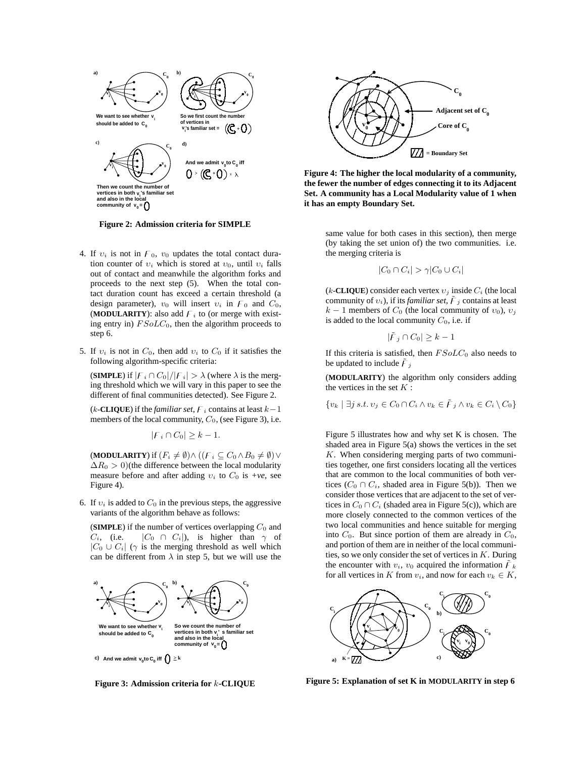Figure 2: Admission criteria for SIMPLE

4. If $v_i$ is not in $F_0$, $v_0$ updates the total contact duration counter of $v_i$ which is stored at $v_0$, until $v_i$ falls out of contact and meanwhile the algorithm forks and proceeds to the next step (5). When the total contact duration count has exceed a certain threshold (a design parameter), $v_0$ will insert $v_i$ in $F_0$ and $C_0$, (**MODULARITY**): also add $F_i$ to (or merge with existing entry in) $FSoLC_0$, then the algorithm proceeds to step 6.

5. If $v_i$ is not in $C_0$, then add $v_i$ to $C_0$ if it satisfies the following algorithm-specific criteria:

   (**SIMPLE**) if $|F_i \cap C_0|/|F_i| > \lambda$ (where $\lambda$ is the merging threshold which we will vary in this paper to see the different of final communities detected). See Figure 2.

   ($k$-**CLIQUE**) if the *familiar set*, $F_i$ contains at least $k-1$ members of the local community, $C_0$, (see Figure 3), i.e.

   $$|F_i \cap C_0| \geq k - 1.$$

   (**MODULARITY**) if $(F_i \neq \emptyset) \wedge ((F_i \subseteq C_0 \wedge B_0 \neq \emptyset) \vee \Delta R_0 > 0)$(the difference between the local modularity measure before and after adding $v_i$ to $C_0$ is *+ve*, see Figure 4).

6. If $v_i$ is added to $C_0$ in the previous steps, the aggressive variants of the algorithm behave as follows:

   (**SIMPLE**) if the number of vertices overlapping $C_0$ and $C_i$, (i.e. $|C_0 \cap C_i|$), is higher than $\gamma$ of $|C_0 \cup C_i|$ ($\gamma$ is the merging threshold as well which can be different from $\lambda$ in step 5, but we will use the same value for both cases in this section), then merge (by taking the set union of) the two communities. i.e. the merging criteria is

   $$|C_0 \cap C_i| > \gamma |C_0 \cup C_i|$$

   ($k$-**CLIQUE**) consider each vertex $v_j$ inside $C_i$ (the local community of $v_i$), if its *familiar set*, $\tilde{F}_j$ contains at least $k-1$ members of $C_0$ (the local community of $v_0$), $v_j$ is added to the local community $C_0$, i.e. if

   $$|\tilde{F}_j \cap C_0| \geq k - 1$$

   If this criteria is satisfied, then $FSoLC_0$ also needs to be updated to include $\tilde{F}_j$

   (**MODULARITY**) the algorithm only considers adding the vertices in the set $K$ :

   $$\{v_k \mid \exists j \; s.t. \; v_j \in C_0 \cap C_i \wedge v_k \in \tilde{F}_j \wedge v_k \in C_i \setminus C_0\}$$

   Figure 5 illustrates how and why set K is chosen. The shaded area in Figure 5(a) shows the vertices in the set $K$. When considering merging parts of two communities together, one first considers locating all the vertices that are common to the local communities of both vertices ($C_0 \cap C_i$, shaded area in Figure 5(b)). Then we consider those vertices that are adjacent to the set of vertices in $C_0 \cap C_i$ (shaded area in Figure 5(c)), which are more closely connected to the common vertices of the two local communities and hence suitable for merging into $C_0$. But since portion of them are already in $C_0$, and portion of them are in neither of the local communities, so we only consider the set of vertices in $K$. During the encounter with $v_i$, $v_0$ acquired the information $\tilde{F}_k$ for all vertices in $K$ from $v_i$, and now for each $v_k \in K$,

Figure 3: Admission criteria for $k$-CLIQUE

Figure 4: The higher the local modularity of a community, the fewer the number of edges connecting it to its Adjacent Set. A community has a Local Modularity value of 1 when it has an empty Boundary Set.

Figure 5: Explanation of set K in MODULARITY in step 6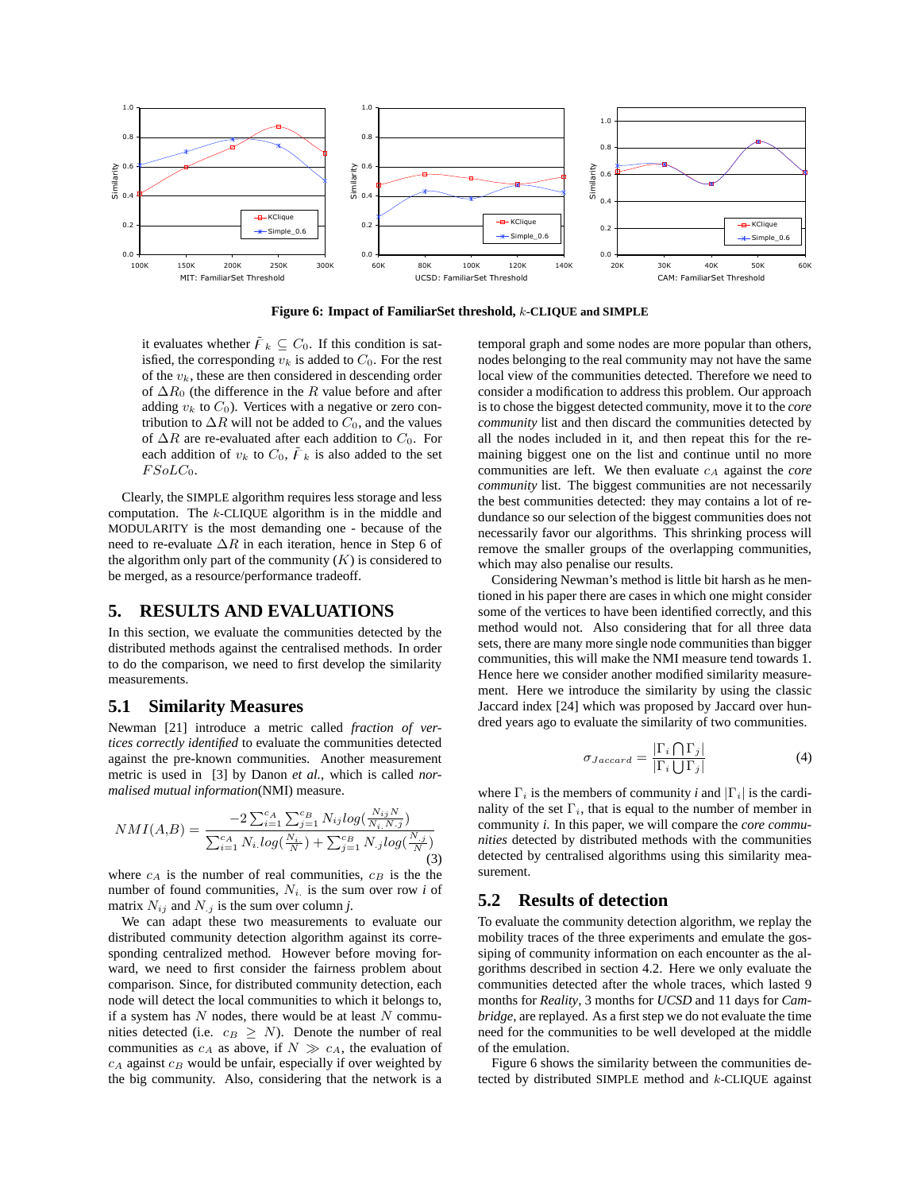Figure 6: Impact of FamiliarSet threshold, $k$-CLIQUE and SIMPLE

it evaluates whether $\tilde{F}_k \subseteq C_0$. If this condition is satisfied, the corresponding $v_k$ is added to $C_0$. For the rest of the $v_k$, these are then considered in descending order of $\Delta R_0$ (the difference in the $R$ value before and after adding $v_k$ to $C_0$). Vertices with a negative or zero contribution to $\Delta R$ will not be added to $C_0$, and the values of $\Delta R$ are re-evaluated after each addition to $C_0$. For each addition of $v_k$ to $C_0$, $\tilde{F}_k$ is also added to the set $FSoLC_0$.

Clearly, the SIMPLE algorithm requires less storage and less computation. The $k$-CLIQUE algorithm is in the middle and MODULARITY is the most demanding one - because of the need to re-evaluate $\Delta R$ in each iteration, hence in Step 6 of the algorithm only part of the community ($K$) is considered to be merged, as a resource/performance tradeoff.

## 5. RESULTS AND EVALUATIONS

In this section, we evaluate the communities detected by the distributed methods against the centralised methods. In order to do the comparison, we need to first develop the similarity measurements.

### 5.1 Similarity Measures

Newman [21] introduce a metric called *fraction of vertices correctly identified* to evaluate the communities detected against the pre-known communities. Another measurement metric is used in [3] by Danon *et al.*, which is called *normalised mutual information*(NMI) measure.

$$NMI(A,B) = \frac{-2\sum_{i=1}^{c_A}\sum_{j=1}^{c_B} N_{ij} log(\frac{N_{ij}N}{N_{i.}N_{.j}})}{\sum_{i=1}^{c_A} N_{i.} log(\frac{N_{i.}}{N}) + \sum_{j=1}^{c_B} N_{.j} log(\frac{N_{.j}}{N})} \quad (3)$$

where $c_A$ is the number of real communities, $c_B$ is the the number of found communities, $N_{i.}$ is the sum over row *i* of matrix $N_{ij}$ and $N_{.j}$ is the sum over column *j*.

We can adapt these two measurements to evaluate our distributed community detection algorithm against its corresponding centralized method. However before moving forward, we need to first consider the fairness problem about comparison. Since, for distributed community detection, each node will detect the local communities to which it belongs to, if a system has $N$ nodes, there would be at least $N$ communities detected (i.e. $c_B \geq N$). Denote the number of real communities as $c_A$ as above, if $N \gg c_A$, the evaluation of $c_A$ against $c_B$ would be unfair, especially if over weighted by the big community. Also, considering that the network is a temporal graph and some nodes are more popular than others, nodes belonging to the real community may not have the same local view of the communities detected. Therefore we need to consider a modification to address this problem. Our approach is to chose the biggest detected community, move it to the *core community* list and then discard the communities detected by all the nodes included in it, and then repeat this for the remaining biggest one on the list and continue until no more communities are left. We then evaluate $c_A$ against the *core community* list. The biggest communities are not necessarily the best communities detected: they may contains a lot of redundance so our selection of the biggest communities does not necessarily favor our algorithms. This shrinking process will remove the smaller groups of the overlapping communities, which may also penalise our results.

Considering Newman's method is little bit harsh as he mentioned in his paper there are cases in which one might consider some of the vertices to have been identified correctly, and this method would not. Also considering that for all three data sets, there are many more single node communities than bigger communities, this will make the NMI measure tend towards 1. Hence here we consider another modified similarity measurement. Here we introduce the similarity by using the classic Jaccard index [24] which was proposed by Jaccard over hundred years ago to evaluate the similarity of two communities.

$$\sigma_{Jaccard} = \frac{|\Gamma_i \bigcap \Gamma_j|}{|\Gamma_i \bigcup \Gamma_j|} \quad (4)$$

where $\Gamma_i$ is the members of community *i* and $|\Gamma_i|$ is the cardinality of the set $\Gamma_i$, that is equal to the number of member in community *i*. In this paper, we will compare the *core communities* detected by distributed methods with the communities detected by centralised algorithms using this similarity measurement.

### 5.2 Results of detection

To evaluate the community detection algorithm, we replay the mobility traces of the three experiments and emulate the gossiping of community information on each encounter as the algorithms described in section 4.2. Here we only evaluate the communities detected after the whole traces, which lasted 9 months for *Reality*, 3 months for *UCSD* and 11 days for *Cambridge*, are replayed. As a first step we do not evaluate the time need for the communities to be well developed at the middle of the emulation.

Figure 6 shows the similarity between the communities detected by distributed SIMPLE method and $k$-CLIQUE against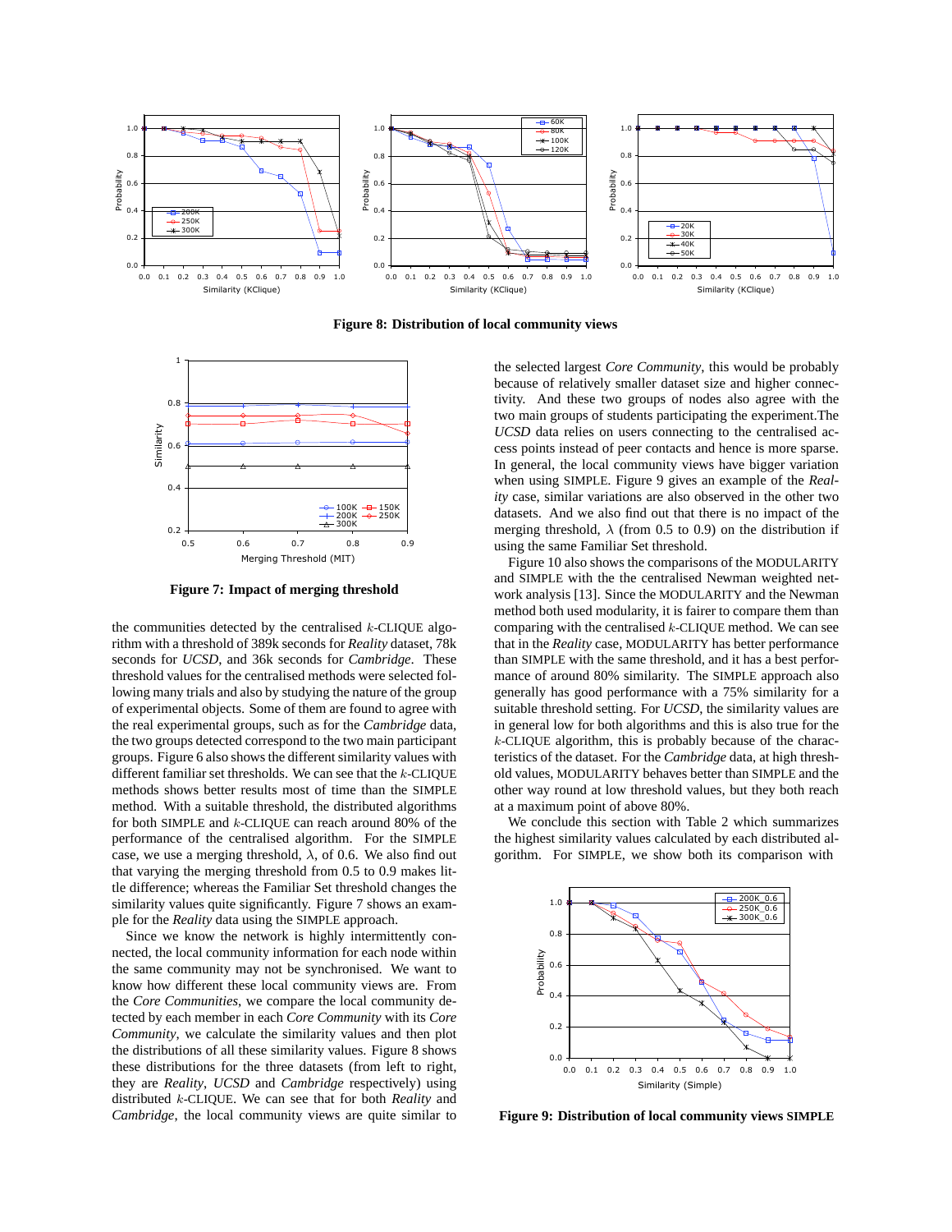**Figure 8: Distribution of local community views**

**Figure 7: Impact of merging threshold**

the communities detected by the centralised $k$-CLIQUE algorithm with a threshold of 389k seconds for *Reality* dataset, 78k seconds for *UCSD*, and 36k seconds for *Cambridge*. These threshold values for the centralised methods were selected following many trials and also by studying the nature of the group of experimental objects. Some of them are found to agree with the real experimental groups, such as for the *Cambridge* data, the two groups detected correspond to the two main participant groups. Figure 6 also shows the different similarity values with different familiar set thresholds. We can see that the $k$-CLIQUE methods shows better results most of time than the SIMPLE method. With a suitable threshold, the distributed algorithms for both SIMPLE and $k$-CLIQUE can reach around 80% of the performance of the centralised algorithm. For the SIMPLE case, we use a merging threshold, $\lambda$, of 0.6. We also find out that varying the merging threshold from 0.5 to 0.9 makes little difference; whereas the Familiar Set threshold changes the similarity values quite significantly. Figure 7 shows an example for the *Reality* data using the SIMPLE approach.

Since we know the network is highly intermittently connected, the local community information for each node within the same community may not be synchronised. We want to know how different these local community views are. From the *Core Communities*, we compare the local community detected by each member in each *Core Community* with its *Core Community*, we calculate the similarity values and then plot the distributions of all these similarity values. Figure 8 shows these distributions for the three datasets (from left to right, they are *Reality*, *UCSD* and *Cambridge* respectively) using distributed $k$-CLIQUE. We can see that for both *Reality* and *Cambridge*, the local community views are quite similar to the selected largest *Core Community*, this would be probably because of relatively smaller dataset size and higher connectivity. And these two groups of nodes also agree with the two main groups of students participating the experiment.The *UCSD* data relies on users connecting to the centralised access points instead of peer contacts and hence is more sparse. In general, the local community views have bigger variation when using SIMPLE. Figure 9 gives an example of the *Reality* case, similar variations are also observed in the other two datasets. And we also find out that there is no impact of the merging threshold, $\lambda$ (from 0.5 to 0.9) on the distribution if using the same Familiar Set threshold.

Figure 10 also shows the comparisons of the MODULARITY and SIMPLE with the the centralised Newman weighted network analysis [13]. Since the MODULARITY and the Newman method both used modularity, it is fairer to compare them than comparing with the centralised $k$-CLIQUE method. We can see that in the *Reality* case, MODULARITY has better performance than SIMPLE with the same threshold, and it has a best performance of around 80% similarity. The SIMPLE approach also generally has good performance with a 75% similarity for a suitable threshold setting. For *UCSD*, the similarity values are in general low for both algorithms and this is also true for the $k$-CLIQUE algorithm, this is probably because of the characteristics of the dataset. For the *Cambridge* data, at high threshold values, MODULARITY behaves better than SIMPLE and the other way round at low threshold values, but they both reach at a maximum point of above 80%.

We conclude this section with Table 2 which summarizes the highest similarity values calculated by each distributed algorithm. For SIMPLE, we show both its comparison with

**Figure 9: Distribution of local community views SIMPLE**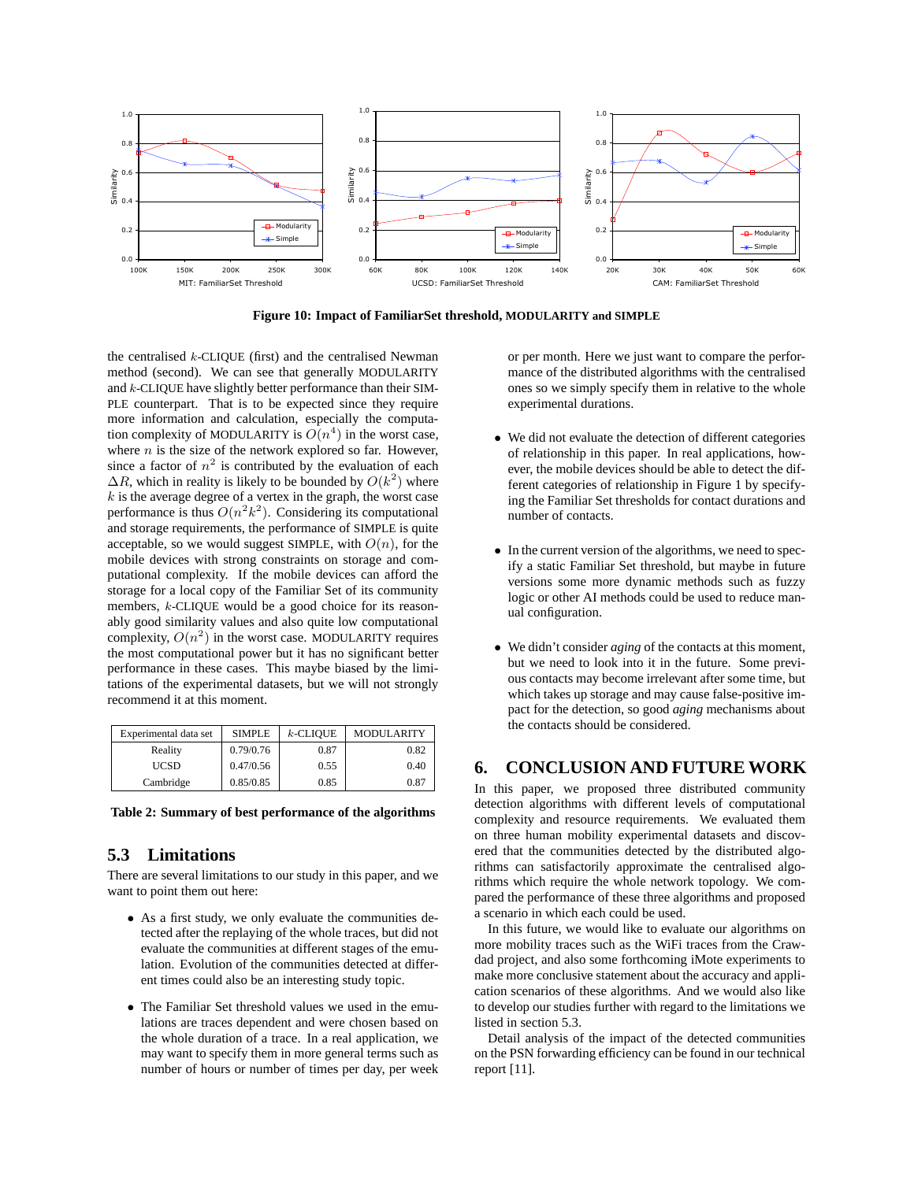1.0
0.8
0.6
0.4
0.2
0.0
Similarity
100K 150K 200K 250K 300K
MIT: FamiliarSet Threshold
Modularity
Simple

1.0
0.8
0.6
0.4
0.2
0.0
Similarity
60K 80K 100K 120K 140K
UCSD: FamiliarSet Threshold
Modularity
Simple

1.0
0.8
0.6
0.4
0.2
0.0
Similarity
20K 30K 40K 50K 60K
CAM: FamiliarSet Threshold
Modularity
Simple

**Figure 10: Impact of FamiliarSet threshold, MODULARITY and SIMPLE**

the centralised $k$-CLIQUE (first) and the centralised Newman method (second). We can see that generally MODULARITY and $k$-CLIQUE have slightly better performance than their SIMPLE counterpart. That is to be expected since they require more information and calculation, especially the computation complexity of MODULARITY is $O(n^4)$ in the worst case, where $n$ is the size of the network explored so far. However, since a factor of $n^2$ is contributed by the evaluation of each $\Delta R$, which in reality is likely to be bounded by $O(k^2)$ where $k$ is the average degree of a vertex in the graph, the worst case performance is thus $O(n^2k^2)$. Considering its computational and storage requirements, the performance of SIMPLE is quite acceptable, so we would suggest SIMPLE, with $O(n)$, for the mobile devices with strong constraints on storage and computational complexity. If the mobile devices can afford the storage for a local copy of the Familiar Set of its community members, $k$-CLIQUE would be a good choice for its reasonably good similarity values and also quite low computational complexity, $O(n^2)$ in the worst case. MODULARITY requires the most computational power but it has no significant better performance in these cases. This maybe biased by the limitations of the experimental datasets, but we will not strongly recommend it at this moment.

| Experimental data set | SIMPLE | $k$-CLIQUE | MODULARITY |
|---|---|---|---|
| Reality | 0.79/0.76 | 0.87 | 0.82 |
| UCSD | 0.47/0.56 | 0.55 | 0.40 |
| Cambridge | 0.85/0.85 | 0.85 | 0.87 |

**Table 2: Summary of best performance of the algorithms**

## 5.3 Limitations

There are several limitations to our study in this paper, and we want to point them out here:

- As a first study, we only evaluate the communities detected after the replaying of the whole traces, but did not evaluate the communities at different stages of the emulation. Evolution of the communities detected at different times could also be an interesting study topic.
- The Familiar Set threshold values we used in the emulations are traces dependent and were chosen based on the whole duration of a trace. In a real application, we may want to specify them in more general terms such as number of hours or number of times per day, per week or per month. Here we just want to compare the performance of the distributed algorithms with the centralised ones so we simply specify them in relative to the whole experimental durations.
- We did not evaluate the detection of different categories of relationship in this paper. In real applications, however, the mobile devices should be able to detect the different categories of relationship in Figure 1 by specifying the Familiar Set thresholds for contact durations and number of contacts.
- In the current version of the algorithms, we need to specify a static Familiar Set threshold, but maybe in future versions some more dynamic methods such as fuzzy logic or other AI methods could be used to reduce manual configuration.
- We didn't consider *aging* of the contacts at this moment, but we need to look into it in the future. Some previous contacts may become irrelevant after some time, but which takes up storage and may cause false-positive impact for the detection, so good *aging* mechanisms about the contacts should be considered.

# 6. CONCLUSION AND FUTURE WORK

In this paper, we proposed three distributed community detection algorithms with different levels of computational complexity and resource requirements. We evaluated them on three human mobility experimental datasets and discovered that the communities detected by the distributed algorithms can satisfactorily approximate the centralised algorithms which require the whole network topology. We compared the performance of these three algorithms and proposed a scenario in which each could be used.

In this future, we would like to evaluate our algorithms on more mobility traces such as the WiFi traces from the Crawdad project, and also some forthcoming iMote experiments to make more conclusive statement about the accuracy and application scenarios of these algorithms. And we would also like to develop our studies further with regard to the limitations we listed in section 5.3.

Detail analysis of the impact of the detected communities on the PSN forwarding efficiency can be found in our technical report [11].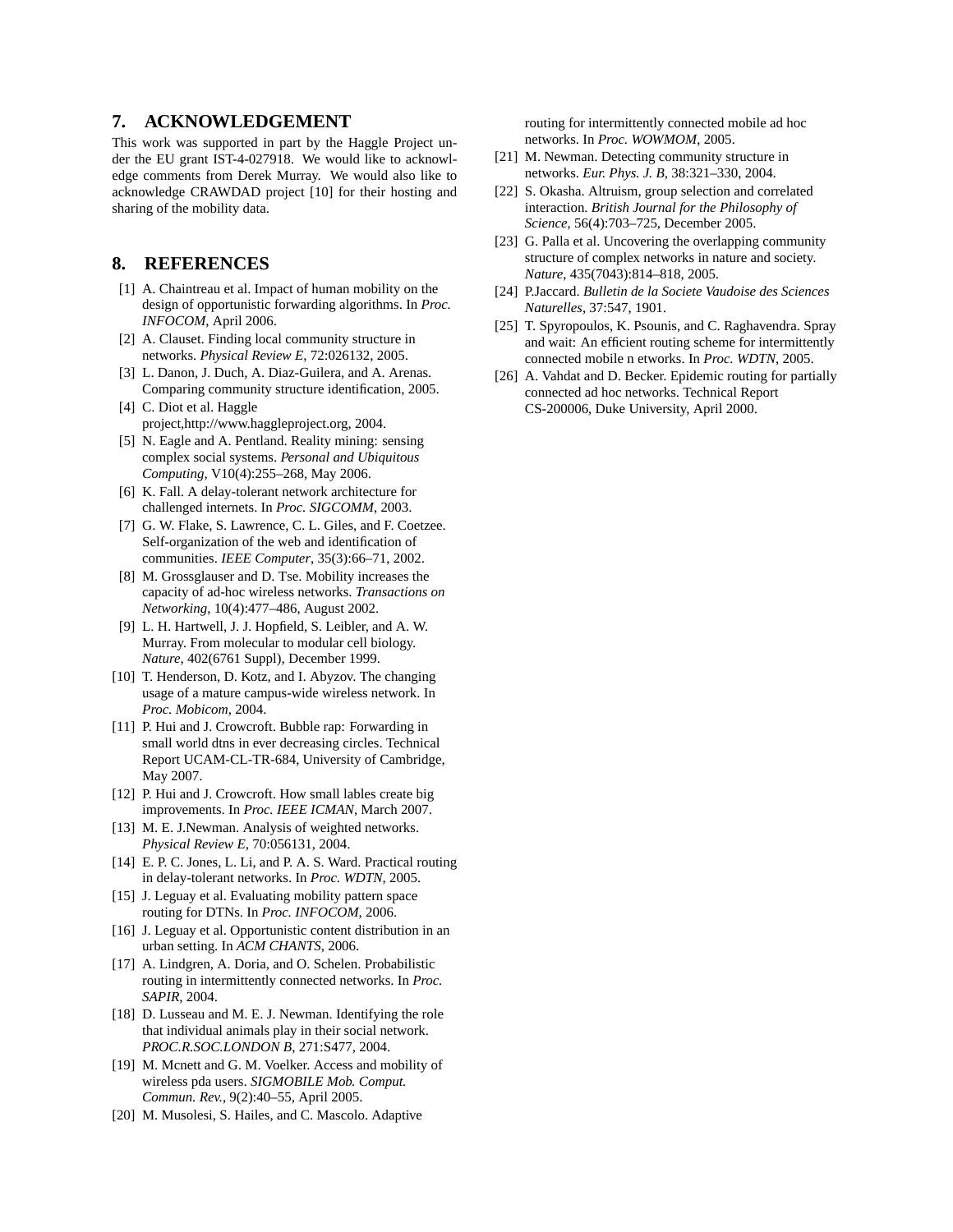## 7. ACKNOWLEDGEMENT

This work was supported in part by the Haggle Project under the EU grant IST-4-027918. We would like to acknowledge comments from Derek Murray. We would also like to acknowledge CRAWDAD project [10] for their hosting and sharing of the mobility data.

## 8. REFERENCES

[1] A. Chaintreau et al. Impact of human mobility on the design of opportunistic forwarding algorithms. In *Proc. INFOCOM*, April 2006.

[2] A. Clauset. Finding local community structure in networks. *Physical Review E*, 72:026132, 2005.

[3] L. Danon, J. Duch, A. Diaz-Guilera, and A. Arenas. Comparing community structure identification, 2005.

[4] C. Diot et al. Haggle project,http://www.haggleproject.org, 2004.

[5] N. Eagle and A. Pentland. Reality mining: sensing complex social systems. *Personal and Ubiquitous Computing*, V10(4):255–268, May 2006.

[6] K. Fall. A delay-tolerant network architecture for challenged internets. In *Proc. SIGCOMM*, 2003.

[7] G. W. Flake, S. Lawrence, C. L. Giles, and F. Coetzee. Self-organization of the web and identification of communities. *IEEE Computer*, 35(3):66–71, 2002.

[8] M. Grossglauser and D. Tse. Mobility increases the capacity of ad-hoc wireless networks. *Transactions on Networking*, 10(4):477–486, August 2002.

[9] L. H. Hartwell, J. J. Hopfield, S. Leibler, and A. W. Murray. From molecular to modular cell biology. *Nature*, 402(6761 Suppl), December 1999.

[10] T. Henderson, D. Kotz, and I. Abyzov. The changing usage of a mature campus-wide wireless network. In *Proc. Mobicom*, 2004.

[11] P. Hui and J. Crowcroft. Bubble rap: Forwarding in small world dtns in ever decreasing circles. Technical Report UCAM-CL-TR-684, University of Cambridge, May 2007.

[12] P. Hui and J. Crowcroft. How small lables create big improvements. In *Proc. IEEE ICMAN*, March 2007.

[13] M. E. J.Newman. Analysis of weighted networks. *Physical Review E*, 70:056131, 2004.

[14] E. P. C. Jones, L. Li, and P. A. S. Ward. Practical routing in delay-tolerant networks. In *Proc. WDTN*, 2005.

[15] J. Leguay et al. Evaluating mobility pattern space routing for DTNs. In *Proc. INFOCOM*, 2006.

[16] J. Leguay et al. Opportunistic content distribution in an urban setting. In *ACM CHANTS*, 2006.

[17] A. Lindgren, A. Doria, and O. Schelen. Probabilistic routing in intermittently connected networks. In *Proc. SAPIR*, 2004.

[18] D. Lusseau and M. E. J. Newman. Identifying the role that individual animals play in their social network. *PROC.R.SOC.LONDON B*, 271:S477, 2004.

[19] M. Mcnett and G. M. Voelker. Access and mobility of wireless pda users. *SIGMOBILE Mob. Comput. Commun. Rev.*, 9(2):40–55, April 2005.

[20] M. Musolesi, S. Hailes, and C. Mascolo. Adaptive routing for intermittently connected mobile ad hoc networks. In *Proc. WOWMOM*, 2005.

[21] M. Newman. Detecting community structure in networks. *Eur. Phys. J. B*, 38:321–330, 2004.

[22] S. Okasha. Altruism, group selection and correlated interaction. *British Journal for the Philosophy of Science*, 56(4):703–725, December 2005.

[23] G. Palla et al. Uncovering the overlapping community structure of complex networks in nature and society. *Nature*, 435(7043):814–818, 2005.

[24] P.Jaccard. *Bulletin de la Societe Vaudoise des Sciences Naturelles*, 37:547, 1901.

[25] T. Spyropoulos, K. Psounis, and C. Raghavendra. Spray and wait: An efficient routing scheme for intermittently connected mobile n etworks. In *Proc. WDTN*, 2005.

[26] A. Vahdat and D. Becker. Epidemic routing for partially connected ad hoc networks. Technical Report CS-200006, Duke University, April 2000.